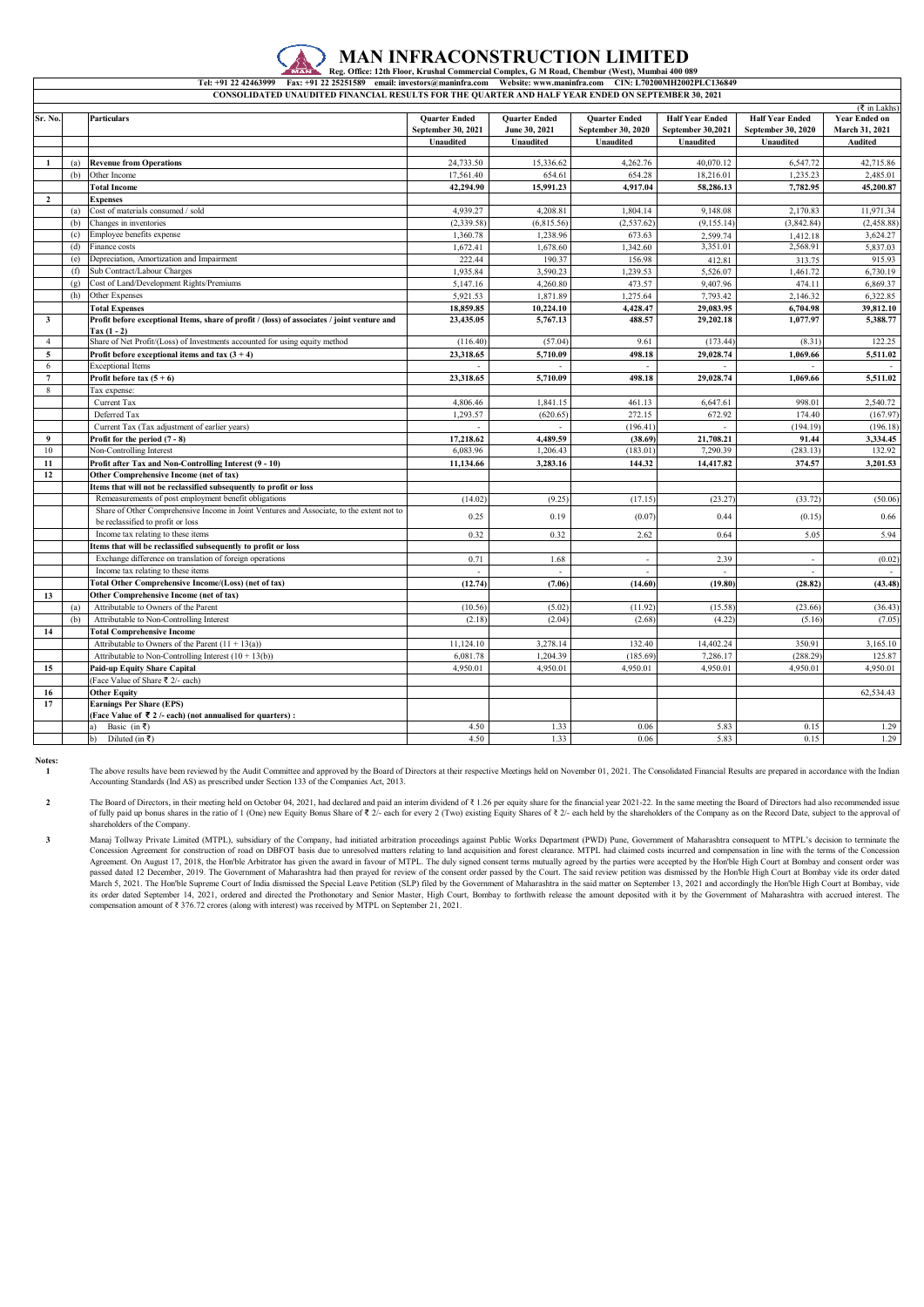# MAN INFRACONSTRUCTION LIMITED

Reg. Office: 12th Floor, Krushal Commercial Complex, G M Road, Chembur (West), Mumbai 400 089

Tel: +91 22 42463999 Fax: +91 22 25251589 email: investors@maninfra.com Website: www.maninfra.com CIN: L70200MH2002PLC136849

## CONSOLIDATED UNAUDITED FINANCIAL RESULTS FOR THE QUARTER AND HALF YEAR ENDED ON SEPTEMBER 30, 2021

(₹ in Lakhs)

| Sr. No. | | Particulars | Quarter Ended September 30, 2021 | Quarter Ended June 30, 2021 | Quarter Ended September 30, 2020 | Half Year Ended September 30,2021 | Half Year Ended September 30, 2020 | Year Ended on March 31, 2021 |
|---|---|---|---|---|---|---|---|---|
| | | | Unaudited | Unaudited | Unaudited | Unaudited | Unaudited | Audited |
| 1 | (a) | Revenue from Operations | 24,733.50 | 15,336.62 | 4,262.76 | 40,070.12 | 6,547.72 | 42,715.86 |
| | (b) | Other Income | 17,561.40 | 654.61 | 654.28 | 18,216.01 | 1,235.23 | 2,485.01 |
| | | **Total Income** | **42,294.90** | **15,991.23** | **4,917.04** | **58,286.13** | **7,782.95** | **45,200.87** |
| 2 | | **Expenses** | | | | | | |
| | (a) | Cost of materials consumed / sold | 4,939.27 | 4,208.81 | 1,804.14 | 9,148.08 | 2,170.83 | 11,971.34 |
| | (b) | Changes in inventories | (2,339.58) | (6,815.56) | (2,537.62) | (9,155.14) | (3,842.84) | (2,458.88) |
| | (c) | Employee benefits expense | 1,360.78 | 1,238.96 | 673.63 | 2,599.74 | 1,412.18 | 3,624.27 |
| | (d) | Finance costs | 1,672.41 | 1,678.60 | 1,342.60 | 3,351.01 | 2,568.91 | 5,837.03 |
| | (e) | Depreciation, Amortization and Impairment | 222.44 | 190.37 | 156.98 | 412.81 | 313.75 | 915.93 |
| | (f) | Sub Contract/Labour Charges | 1,935.84 | 3,590.23 | 1,239.53 | 5,526.07 | 1,461.72 | 6,730.19 |
| | (g) | Cost of Land/Development Rights/Premiums | 5,147.16 | 4,260.80 | 473.57 | 9,407.96 | 474.11 | 6,869.37 |
| | (h) | Other Expenses | 5,921.53 | 1,871.89 | 1,275.64 | 7,793.42 | 2,146.32 | 6,322.85 |
| | | **Total Expenses** | **18,859.85** | **10,224.10** | **4,428.47** | **29,083.95** | **6,704.98** | **39,812.10** |
| 3 | | **Profit before exceptional Items, share of profit / (loss) of associates / joint venture and Tax (1 - 2)** | **23,435.05** | **5,767.13** | **488.57** | **29,202.18** | **1,077.97** | **5,388.77** |
| 4 | | Share of Net Profit/(Loss) of Investments accounted for using equity method | (116.40) | (57.04) | 9.61 | (173.44) | (8.31) | 122.25 |
| 5 | | **Profit before exceptional items and tax (3 + 4)** | **23,318.65** | **5,710.09** | **498.18** | **29,028.74** | **1,069.66** | **5,511.02** |
| 6 | | Exceptional Items | - | - | - | - | - | - |
| 7 | | **Profit before tax (5 + 6)** | **23,318.65** | **5,710.09** | **498.18** | **29,028.74** | **1,069.66** | **5,511.02** |
| 8 | | Tax expense: | | | | | | |
| | | Current Tax | 4,806.46 | 1,841.15 | 461.13 | 6,647.61 | 998.01 | 2,540.72 |
| | | Deferred Tax | 1,293.57 | (620.65) | 272.15 | 672.92 | 174.40 | (167.97) |
| | | Current Tax (Tax adjustment of earlier years) | - | - | (196.41) | - | (194.19) | (196.18) |
| 9 | | **Profit for the period (7 - 8)** | **17,218.62** | **4,489.59** | **(38.69)** | **21,708.21** | **91.44** | **3,334.45** |
| 10 | | Non-Controlling Interest | 6,083.96 | 1,206.43 | (183.01) | 7,290.39 | (283.13) | 132.92 |
| 11 | | **Profit after Tax and Non-Controlling Interest (9 - 10)** | **11,134.66** | **3,283.16** | **144.32** | **14,417.82** | **374.57** | **3,201.53** |
| 12 | | **Other Comprehensive Income (net of tax)** | | | | | | |
| | | **Items that will not be reclassified subsequently to profit or loss** | | | | | | |
| | | Remeasurements of post employment benefit obligations | (14.02) | (9.25) | (17.15) | (23.27) | (33.72) | (50.06) |
| | | Share of Other Comprehensive Income in Joint Ventures and Associate, to the extent not to be reclassified to profit or loss | 0.25 | 0.19 | (0.07) | 0.44 | (0.15) | 0.66 |
| | | Income tax relating to these items | 0.32 | 0.32 | 2.62 | 0.64 | 5.05 | 5.94 |
| | | **Items that will be reclassified subsequently to profit or loss** | | | | | | |
| | | Exchange difference on translation of foreign operations | 0.71 | 1.68 | - | 2.39 | - | (0.02) |
| | | Income tax relating to these items | - | - | - | - | - | - |
| | | **Total Other Comprehensive Income/(Loss) (net of tax)** | **(12.74)** | **(7.06)** | **(14.60)** | **(19.80)** | **(28.82)** | **(43.48)** |
| 13 | | **Other Comprehensive Income (net of tax)** | | | | | | |
| | (a) | Attributable to Owners of the Parent | (10.56) | (5.02) | (11.92) | (15.58) | (23.66) | (36.43) |
| | (b) | Attributable to Non-Controlling Interest | (2.18) | (2.04) | (2.68) | (4.22) | (5.16) | (7.05) |
| 14 | | **Total Comprehensive Income** | | | | | | |
| | | Attributable to Owners of the Parent (11 + 13(a)) | 11,124.10 | 3,278.14 | 132.40 | 14,402.24 | 350.91 | 3,165.10 |
| | | Attributable to Non-Controlling Interest (10 + 13(b)) | 6,081.78 | 1,204.39 | (185.69) | 7,286.17 | (288.29) | 125.87 |
| 15 | | **Paid-up Equity Share Capital** | 4,950.01 | 4,950.01 | 4,950.01 | 4,950.01 | 4,950.01 | 4,950.01 |
| | | (Face Value of Share ₹ 2/- each) | | | | | | |
| 16 | | **Other Equity** | | | | | | 62,534.43 |
| 17 | | **Earnings Per Share (EPS)** | | | | | | |
| | | **(Face Value of ₹ 2 /- each) (not annualised for quarters) :** | | | | | | |
| | | a) Basic (in ₹) | 4.50 | 1.33 | 0.06 | 5.83 | 0.15 | 1.29 |
| | | b) Diluted (in ₹) | 4.50 | 1.33 | 0.06 | 5.83 | 0.15 | 1.29 |

**Notes:**

1. The above results have been reviewed by the Audit Committee and approved by the Board of Directors at their respective Meetings held on November 01, 2021. The Consolidated Financial Results are prepared in accordance with the Indian Accounting Standards (Ind AS) as prescribed under Section 133 of the Companies Act, 2013.

2. The Board of Directors, in their meeting held on October 04, 2021, had declared and paid an interim dividend of ₹ 1.26 per equity share for the financial year 2021-22. In the same meeting the Board of Directors had also recommended issue of fully paid up bonus shares in the ratio of 1 (One) new Equity Bonus Share of ₹ 2/- each for every 2 (Two) existing Equity Shares of ₹ 2/- each held by the shareholders of the Company as on the Record Date, subject to the approval of shareholders of the Company.

3. Manaj Tollway Private Limited (MTPL), subsidiary of the Company, had initiated arbitration proceedings against Public Works Department (PWD) Pune, Government of Maharashtra consequent to MTPL's decision to terminate the Concession Agreement for construction of road on DBFOT basis due to unresolved matters relating to land acquisition and forest clearance. MTPL had claimed costs incurred and compensation in line with the terms of the Concession Agreement. On August 17, 2018, the Hon'ble Arbitrator has given the award in favour of MTPL. The duly signed consent terms mutually agreed by the parties were accepted by the Hon'ble High Court at Bombay and consent order was passed dated 12 December, 2019. The Government of Maharashtra had then prayed for review of the consent order passed by the Court. The said review petition was dismissed by the Hon'ble High Court at Bombay vide its order dated March 5, 2021. The Hon'ble Supreme Court of India dismissed the Special Leave Petition (SLP) filed by the Government of Maharashtra in the said matter on September 13, 2021 and accordingly the Hon'ble High Court at Bombay, vide its order dated September 14, 2021, ordered and directed the Prothonotary and Senior Master, High Court, Bombay to forthwith release the amount deposited with it by the Government of Maharashtra with accrued interest. The compensation amount of ₹ 376.72 crores (along with interest) was received by MTPL on September 21, 2021.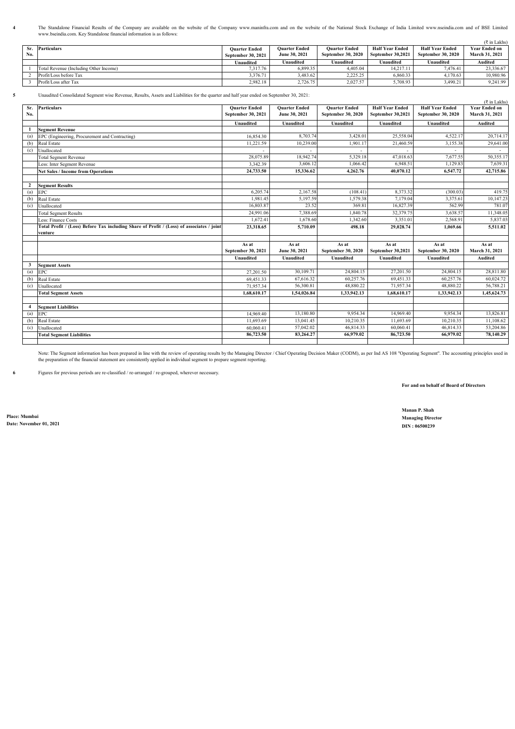4 The Standalone Financial Results of the Company are available on the website of the Company www.maninfra.com and on the website of the National Stock Exchange of India Limited www.nseindia.com and of BSE Limited www.bseindia.com. Key Standalone financial information is as follows:

(₹ in Lakhs)

| Sr. No. | Particulars | Quarter Ended September 30, 2021 | Quarter Ended June 30, 2021 | Quarter Ended September 30, 2020 | Half Year Ended September 30,2021 | Half Year Ended September 30, 2020 | Year Ended on March 31, 2021 |
|---|---|---|---|---|---|---|---|
| | | Unaudited | Unaudited | Unaudited | Unaudited | Unaudited | Audited |
| 1 | Total Revenue (Including Other Income) | 7,317.76 | 6,899.35 | 4,405.04 | 14,217.11 | 7,476.41 | 23,336.67 |
| 2 | Profit/Loss before Tax | 3,376.71 | 3,483.62 | 2,225.25 | 6,860.33 | 4,170.63 | 10,980.96 |
| 3 | Profit/Loss after Tax | 2,982.18 | 2,726.75 | 2,027.57 | 5,708.93 | 3,490.21 | 9,241.99 |

5 Unaudited Consolidated Segment wise Revenue, Results, Assets and Liabilities for the quarter and half year ended on September 30, 2021:

(₹ in Lakhs)

| Sr. No. | Particulars | Quarter Ended September 30, 2021 | Quarter Ended June 30, 2021 | Quarter Ended September 30, 2020 | Half Year Ended September 30,2021 | Half Year Ended September 30, 2020 | Year Ended on March 31, 2021 |
|---|---|---|---|---|---|---|---|
| | | Unaudited | Unaudited | Unaudited | Unaudited | Unaudited | Audited |
| 1 | **Segment Revenue** | | | | | | |
| (a) | EPC (Engineering, Procurement and Contracting) | 16,854.30 | 8,703.74 | 3,428.01 | 25,558.04 | 4,522.17 | 20,714.17 |
| (b) | Real Estate | 11,221.59 | 10,239.00 | 1,901.17 | 21,460.59 | 3,155.38 | 29,641.00 |
| (c) | Unallocated | - | - | - | - | - | - |
| | Total Segment Revenue | 28,075.89 | 18,942.74 | 5,329.18 | 47,018.63 | 7,677.55 | 50,355.17 |
| | Less: Inter Segment Revenue | 3,342.39 | 3,606.12 | 1,066.42 | 6,948.51 | 1,129.83 | 7,639.31 |
| | **Net Sales / Income from Operations** | **24,733.50** | **15,336.62** | **4,262.76** | **40,070.12** | **6,547.72** | **42,715.86** |
| 2 | **Segment Results** | | | | | | |
| (a) | EPC | 6,205.74 | 2,167.58 | (108.41) | 8,373.32 | (300.03) | 419.75 |
| (b) | Real Estate | 1,981.45 | 5,197.59 | 1,579.38 | 7,179.04 | 3,375.61 | 10,147.23 |
| (c) | Unallocated | 16,803.87 | 23.52 | 369.81 | 16,827.39 | 562.99 | 781.07 |
| | Total Segment Results | 24,991.06 | 7,388.69 | 1,840.78 | 32,379.75 | 3,638.57 | 11,348.05 |
| | Less: Finance Costs | 1,672.41 | 1,678.60 | 1,342.60 | 3,351.01 | 2,568.91 | 5,837.03 |
| | **Total Profit / (Loss) Before Tax including Share of Profit / (Loss) of associates / joint venture** | **23,318.65** | **5,710.09** | **498.18** | **29,028.74** | **1,069.66** | **5,511.02** |
| | | **As at September 30, 2021** | **As at June 30, 2021** | **As at September 30, 2020** | **As at September 30,2021** | **As at September 30, 2020** | **As at March 31, 2021** |
| | | Unaudited | Unaudited | Unaudited | Unaudited | Unaudited | Audited |
| 3 | **Segment Assets** | | | | | | |
| (a) | EPC | 27,201.50 | 30,109.71 | 24,804.15 | 27,201.50 | 24,804.15 | 28,811.80 |
| (b) | Real Estate | 69,451.33 | 67,616.32 | 60,257.76 | 69,451.33 | 60,257.76 | 60,024.72 |
| (c) | Unallocated | 71,957.34 | 56,300.81 | 48,880.22 | 71,957.34 | 48,880.22 | 56,788.21 |
| | **Total Segment Assets** | **1,68,610.17** | **1,54,026.84** | **1,33,942.13** | **1,68,610.17** | **1,33,942.13** | **1,45,624.73** |
| 4 | **Segment Liabilities** | | | | | | |
| (a) | EPC | 14,969.40 | 13,180.80 | 9,954.34 | 14,969.40 | 9,954.34 | 13,826.81 |
| (b) | Real Estate | 11,693.69 | 13,041.45 | 10,210.35 | 11,693.69 | 10,210.35 | 11,108.62 |
| (c) | Unallocated | 60,060.41 | 57,042.02 | 46,814.33 | 60,060.41 | 46,814.33 | 53,204.86 |
| | **Total Segment Liabilities** | **86,723.50** | **83,264.27** | **66,979.02** | **86,723.50** | **66,979.02** | **78,140.29** |

Note: The Segment information has been prepared in line with the review of operating results by the Managing Director / Chief Operating Decision Maker (CODM), as per Ind AS 108 "Operating Segment". The accounting principles used in the preparation of the financial statement are consistently applied in individual segment to prepare segment reporting.

6 Figures for previous periods are re-classified / re-arranged / re-grouped, wherever necessary.

**For and on behalf of Board of Directors**

**Manan P. Shah**
**Managing Director**
**DIN : 06500239**

**Place: Mumbai**
**Date: November 01, 2021**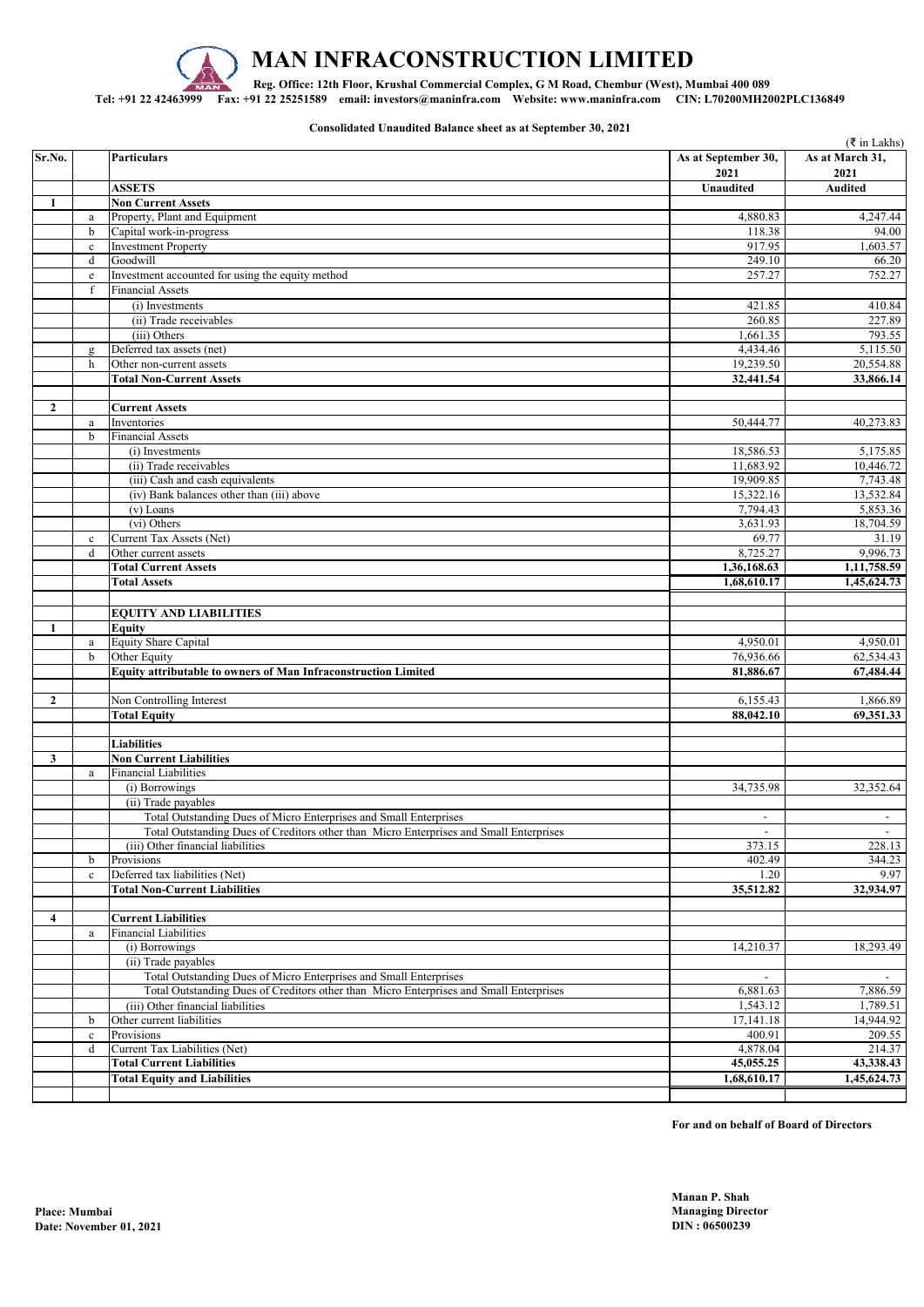# MAN INFRACONSTRUCTION LIMITED

**Reg. Office: 12th Floor, Krushal Commercial Complex, G M Road, Chembur (West), Mumbai 400 089**

**Tel: +91 22 42463999 Fax: +91 22 25251589 email: investors@maninfra.com Website: www.maninfra.com CIN: L70200MH2002PLC136849**

**Consolidated Unaudited Balance sheet as at September 30, 2021**

(₹ in Lakhs)

| Sr.No. | | Particulars | As at September 30, 2021 | As at March 31, 2021 |
|---|---|---|---|---|
| | | **ASSETS** | **Unaudited** | **Audited** |
| **1** | | **Non Current Assets** | | |
| | a | Property, Plant and Equipment | 4,880.83 | 4,247.44 |
| | b | Capital work-in-progress | 118.38 | 94.00 |
| | c | Investment Property | 917.95 | 1,603.57 |
| | d | Goodwill | 249.10 | 66.20 |
| | e | Investment accounted for using the equity method | 257.27 | 752.27 |
| | f | Financial Assets | | |
| | | (i) Investments | 421.85 | 410.84 |
| | | (ii) Trade receivables | 260.85 | 227.89 |
| | | (iii) Others | 1,661.35 | 793.55 |
| | g | Deferred tax assets (net) | 4,434.46 | 5,115.50 |
| | h | Other non-current assets | 19,239.50 | 20,554.88 |
| | | **Total Non-Current Assets** | **32,441.54** | **33,866.14** |
| | | | | |
| **2** | | **Current Assets** | | |
| | a | Inventories | 50,444.77 | 40,273.83 |
| | b | Financial Assets | | |
| | | (i) Investments | 18,586.53 | 5,175.85 |
| | | (ii) Trade receivables | 11,683.92 | 10,446.72 |
| | | (iii) Cash and cash equivalents | 19,909.85 | 7,743.48 |
| | | (iv) Bank balances other than (iii) above | 15,322.16 | 13,532.84 |
| | | (v) Loans | 7,794.43 | 5,853.36 |
| | | (vi) Others | 3,631.93 | 18,704.59 |
| | c | Current Tax Assets (Net) | 69.77 | 31.19 |
| | d | Other current assets | 8,725.27 | 9,996.73 |
| | | **Total Current Assets** | **1,36,168.63** | **1,11,758.59** |
| | | **Total Assets** | **1,68,610.17** | **1,45,624.73** |
| | | | | |
| | | **EQUITY AND LIABILITIES** | | |
| **1** | | **Equity** | | |
| | a | Equity Share Capital | 4,950.01 | 4,950.01 |
| | b | Other Equity | 76,936.66 | 62,534.43 |
| | | **Equity attributable to owners of Man Infraconstruction Limited** | **81,886.67** | **67,484.44** |
| | | | | |
| **2** | | Non Controlling Interest | 6,155.43 | 1,866.89 |
| | | **Total Equity** | **88,042.10** | **69,351.33** |
| | | | | |
| | | **Liabilities** | | |
| **3** | | **Non Current Liabilities** | | |
| | a | Financial Liabilities | | |
| | | (i) Borrowings | 34,735.98 | 32,352.64 |
| | | (ii) Trade payables | | |
| | | Total Outstanding Dues of Micro Enterprises and Small Enterprises | - | - |
| | | Total Outstanding Dues of Creditors other than Micro Enterprises and Small Enterprises | - | - |
| | | (iii) Other financial liabilities | 373.15 | 228.13 |
| | b | Provisions | 402.49 | 344.23 |
| | c | Deferred tax liabilities (Net) | 1.20 | 9.97 |
| | | **Total Non-Current Liabilities** | **35,512.82** | **32,934.97** |
| | | | | |
| **4** | | **Current Liabilities** | | |
| | a | Financial Liabilities | | |
| | | (i) Borrowings | 14,210.37 | 18,293.49 |
| | | (ii) Trade payables | | |
| | | Total Outstanding Dues of Micro Enterprises and Small Enterprises | - | - |
| | | Total Outstanding Dues of Creditors other than Micro Enterprises and Small Enterprises | 6,881.63 | 7,886.59 |
| | | (iii) Other financial liabilities | 1,543.12 | 1,789.51 |
| | b | Other current liabilities | 17,141.18 | 14,944.92 |
| | c | Provisions | 400.91 | 209.55 |
| | d | Current Tax Liabilities (Net) | 4,878.04 | 214.37 |
| | | **Total Current Liabilities** | **45,055.25** | **43,338.43** |
| | | **Total Equity and Liabilities** | **1,68,610.17** | **1,45,624.73** |

**For and on behalf of Board of Directors**

**Manan P. Shah**
**Managing Director**
**DIN : 06500239**

**Place: Mumbai**
**Date: November 01, 2021**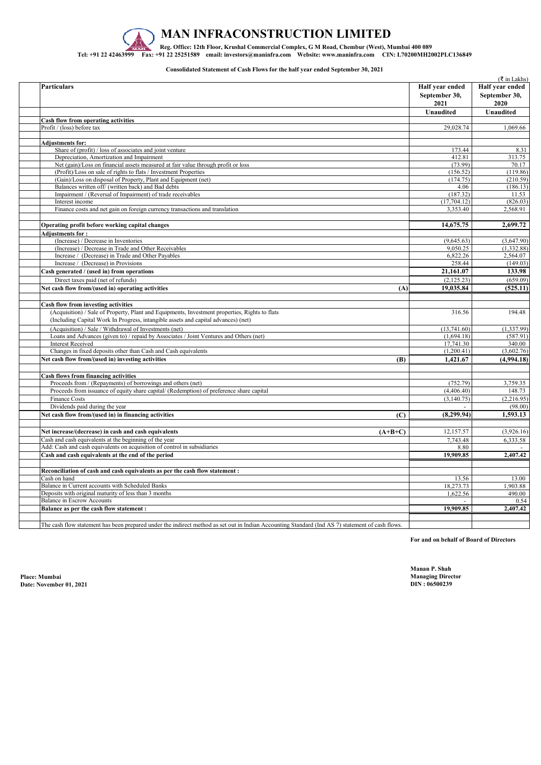# MAN INFRACONSTRUCTION LIMITED

**Reg. Office: 12th Floor, Krushal Commercial Complex, G M Road, Chembur (West), Mumbai 400 089**
**Tel: +91 22 42463999 Fax: +91 22 25251589 email: investors@maninfra.com Website: www.maninfra.com CIN: L70200MH2002PLC136849**

**Consolidated Statement of Cash Flows for the half year ended September 30, 2021**

(₹ in Lakhs)

| Particulars | Half year ended September 30, 2021 | Half year ended September 30, 2020 |
|---|---|---|
| | **Unaudited** | **Unaudited** |
| **Cash flow from operating activities** | | |
| Profit / (loss) before tax | 29,028.74 | 1,069.66 |
| | | |
| **Adjustments for:** | | |
| Share of (profit) / loss of associates and joint venture | 173.44 | 8.31 |
| Depreciation, Amortization and Impairment | 412.81 | 313.75 |
| Net (gain)/Loss on financial assets measured at fair value through profit or loss | (73.99) | 70.17 |
| (Profit)/Loss on sale of rights to flats / Investment Properties | (156.52) | (119.86) |
| (Gain)/Loss on disposal of Property, Plant and Equipment (net) | (174.75) | (210.59) |
| Balances written off/ (written back) and Bad debts | 4.06 | (186.13) |
| Impairment / (Reversal of Impairment) of trade receivables | (187.32) | 11.53 |
| Interest income | (17,704.12) | (826.03) |
| Finance costs and net gain on foreign currency transactions and translation | 3,353.40 | 2,568.91 |
| | | |
| **Operating profit before working capital changes** | **14,675.75** | **2,699.72** |
| **Adjustments for :** | | |
| (Increase) / Decrease in Inventories | (9,645.63) | (3,647.90) |
| (Increase) / Decrease in Trade and Other Receivables | 9,050.25 | (1,332.88) |
| Increase / (Decrease) in Trade and Other Payables | 6,822.26 | 2,564.07 |
| Increase / (Decrease) in Provisions | 258.44 | (149.03) |
| **Cash generated / (used in) from operations** | **21,161.07** | **133.98** |
| Direct taxes paid (net of refunds) | (2,125.23) | (659.09) |
| **Net cash flow from/(used in) operating activities (A)** | **19,035.84** | **(525.11)** |
| | | |
| **Cash flow from investing activities** | | |
| (Acquisition) / Sale of Property, Plant and Equipments, Investment properties, Rights to flats (Including Capital Work In Progress, intangible assets and capital advances) (net) | 316.56 | 194.48 |
| (Acquisition) / Sale / Withdrawal of Investments (net) | (13,741.60) | (1,337.99) |
| Loans and Advances (given to) / repaid by Associates / Joint Ventures and Others (net) | (1,694.18) | (587.91) |
| Interest Received | 17,741.30 | 340.00 |
| Changes in fixed deposits other than Cash and Cash equivalents | (1,200.41) | (3,602.76) |
| **Net cash flow from/(used in) investing activities (B)** | **1,421.67** | **(4,994.18)** |
| | | |
| **Cash flows from financing activities** | | |
| Proceeds from / (Repayments) of borrowings and others (net) | (752.79) | 3,759.35 |
| Proceeds from issuance of equity share capital/ (Redemption) of preference share capital | (4,406.40) | 148.73 |
| Finance Costs | (3,140.75) | (2,216.95) |
| Dividends paid during the year | - | (98.00) |
| **Net cash flow from/(used in) in financing activities (C)** | **(8,299.94)** | **1,593.13** |
| | | |
| **Net increase/(decrease) in cash and cash equivalents (A+B+C)** | 12,157.57 | (3,926.16) |
| Cash and cash equivalents at the beginning of the year | 7,743.48 | 6,333.58 |
| Add: Cash and cash equivalents on acquisition of control in subsidiaries | 8.80 | - |
| **Cash and cash equivalents at the end of the period** | **19,909.85** | **2,407.42** |
| | | |
| **Reconciliation of cash and cash equivalents as per the cash flow statement :** | | |
| Cash on hand | 13.56 | 13.00 |
| Balance in Current accounts with Scheduled Banks | 18,273.73 | 1,903.88 |
| Deposits with original maturity of less than 3 months | 1,622.56 | 490.00 |
| Balance in Escrow Accounts | - | 0.54 |
| **Balance as per the cash flow statement :** | **19,909.85** | **2,407.42** |
| | | |
| The cash flow statement has been prepared under the indirect method as set out in Indian Accounting Standard (Ind AS 7) statement of cash flows. | | |

**For and on behalf of Board of Directors**

**Manan P. Shah**
**Managing Director**
**DIN : 06500239**

**Place: Mumbai**
**Date: November 01, 2021**